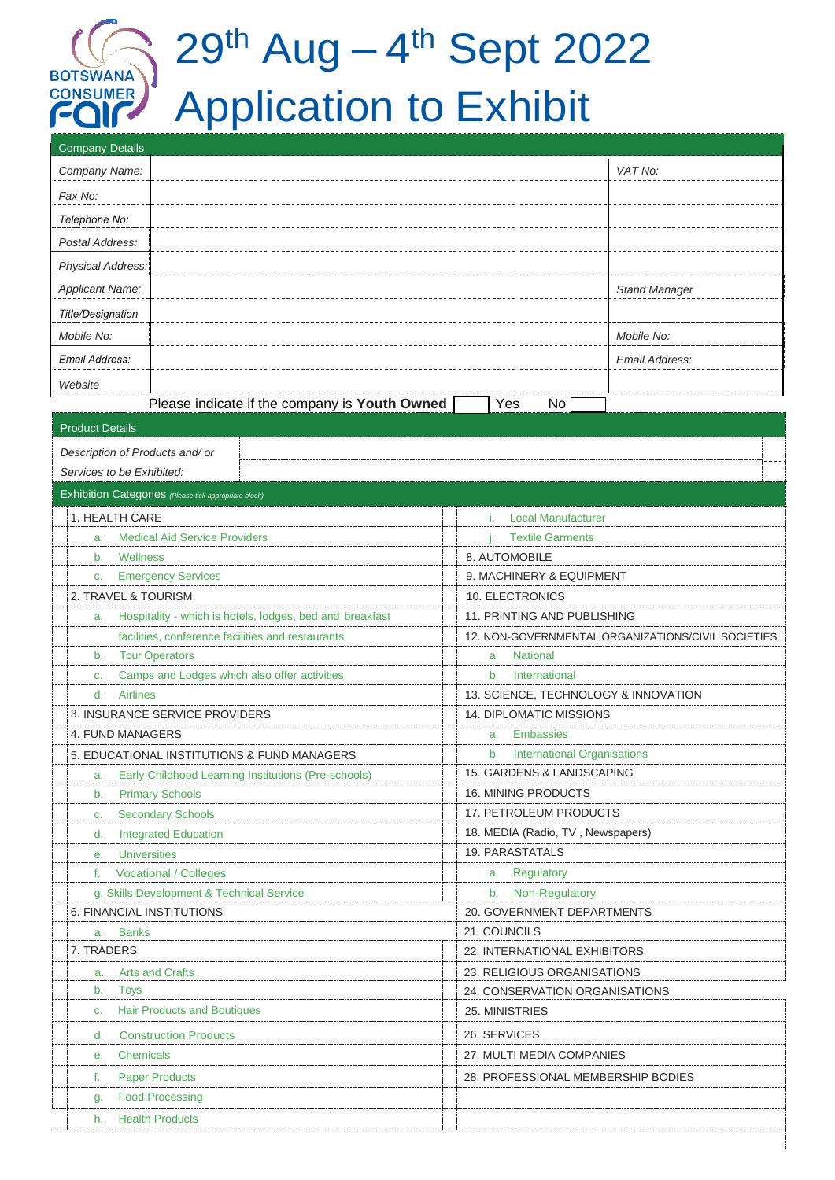BOTSWANA CONSUMER FAIR

# 29th Aug – 4th Sept 2022
# Application to Exhibit

| Company Details | | |
|---|---|---|
| *Company Name:* | | *VAT No:* |
| *Fax No:* | | |
| *Telephone No:* | | |
| *Postal Address:* | | |
| *Physical Address:* | | |
| *Applicant Name:* | | *Stand Manager* |
| *Title/Designation* | | |
| *Mobile No:* | | *Mobile No:* |
| *Email Address:* | | *Email Address:* |
| *Website* | | |

Please indicate if the company is **Youth Owned** ☐ Yes No ☐

| Product Details | |
|---|---|
| *Description of Products and/ or Services to be Exhibited:* | |

**Exhibition Categories** *(Please tick appropriate block)*

| | | | |
|---|---|---|---|
| 1. HEALTH CARE | | i. Local Manufacturer | |
| a. Medical Aid Service Providers | | j. Textile Garments | |
| b. Wellness | | 8. AUTOMOBILE | |
| c. Emergency Services | | 9. MACHINERY & EQUIPMENT | |
| 2. TRAVEL & TOURISM | | 10. ELECTRONICS | |
| a. Hospitality - which is hotels, lodges, bed and breakfast facilities, conference facilities and restaurants | | 11. PRINTING AND PUBLISHING | |
| | | 12. NON-GOVERNMENTAL ORGANIZATIONS/CIVIL SOCIETIES | |
| b. Tour Operators | | a. National | |
| c. Camps and Lodges which also offer activities | | b. International | |
| d. Airlines | | 13. SCIENCE, TECHNOLOGY & INNOVATION | |
| 3. INSURANCE SERVICE PROVIDERS | | 14. DIPLOMATIC MISSIONS | |
| 4. FUND MANAGERS | | a. Embassies | |
| 5. EDUCATIONAL INSTITUTIONS & FUND MANAGERS | | b. International Organisations | |
| a. Early Childhood Learning Institutions (Pre-schools) | | 15. GARDENS & LANDSCAPING | |
| b. Primary Schools | | 16. MINING PRODUCTS | |
| c. Secondary Schools | | 17. PETROLEUM PRODUCTS | |
| d. Integrated Education | | 18. MEDIA (Radio, TV , Newspapers) | |
| e. Universities | | 19. PARASTATALS | |
| f. Vocational / Colleges | | a. Regulatory | |
| g. Skills Development & Technical Service | | b. Non-Regulatory | |
| 6. FINANCIAL INSTITUTIONS | | 20. GOVERNMENT DEPARTMENTS | |
| a. Banks | | 21. COUNCILS | |
| 7. TRADERS | | 22. INTERNATIONAL EXHIBITORS | |
| a. Arts and Crafts | | 23. RELIGIOUS ORGANISATIONS | |
| b. Toys | | 24. CONSERVATION ORGANISATIONS | |
| c. Hair Products and Boutiques | | 25. MINISTRIES | |
| d. Construction Products | | 26. SERVICES | |
| e. Chemicals | | 27. MULTI MEDIA COMPANIES | |
| f. Paper Products | | 28. PROFESSIONAL MEMBERSHIP BODIES | |
| g. Food Processing | | | |
| h. Health Products | | | |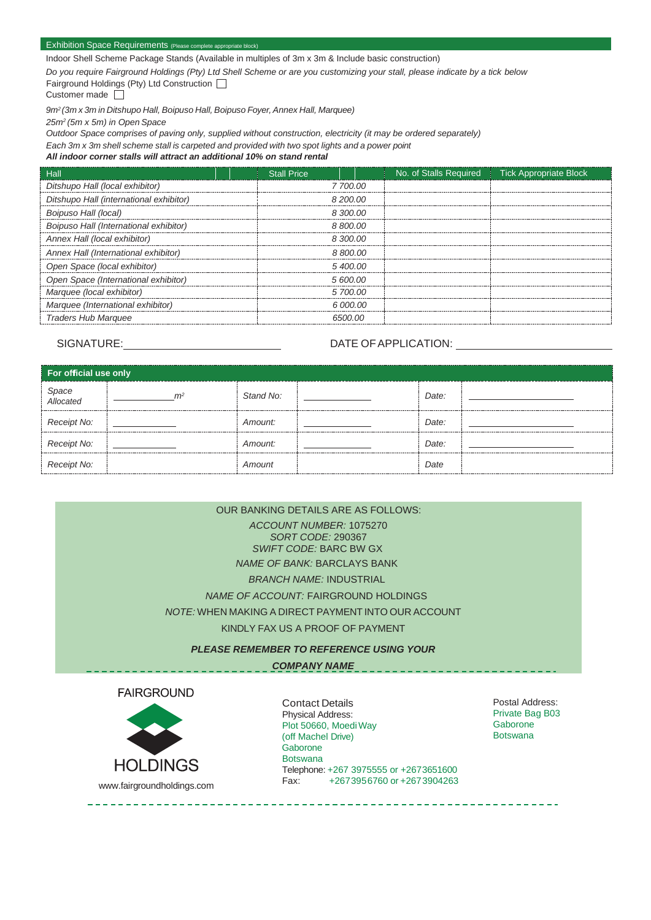## Exhibition Space Requirements (Please complete appropriate block)

Indoor Shell Scheme Package Stands (Available in multiples of 3m x 3m & Include basic construction)

*Do you require Fairground Holdings (Pty) Ltd Shell Scheme or are you customizing your stall, please indicate by a tick below*

Fairground Holdings (Pty) Ltd Construction ☐

Customer made ☐

*9m² (3m x 3m in Ditshupo Hall, Boipuso Hall, Boipuso Foyer, Annex Hall, Marquee)*

*25m² (5m x 5m) in Open Space*

*Outdoor Space comprises of paving only, supplied without construction, electricity (it may be ordered separately)*

*Each 3m x 3m shell scheme stall is carpeted and provided with two spot lights and a power point*

***All indoor corner stalls will attract an additional 10% on stand rental***

| Hall | Stall Price | No. of Stalls Required | Tick Appropriate Block |
|---|---|---|---|
| *Ditshupo Hall (local exhibitor)* | *7 700.00* | | |
| *Ditshupo Hall (international exhibitor)* | *8 200.00* | | |
| *Boipuso Hall (local)* | *8 300.00* | | |
| *Boipuso Hall (International exhibitor)* | *8 800.00* | | |
| *Annex Hall (local exhibitor)* | *8 300.00* | | |
| *Annex Hall (International exhibitor)* | *8 800.00* | | |
| *Open Space (local exhibitor)* | *5 400.00* | | |
| *Open Space (International exhibitor)* | *5 600.00* | | |
| *Marquee (local exhibitor)* | *5 700.00* | | |
| *Marquee (International exhibitor)* | *6 000.00* | | |
| *Traders Hub Marquee* | *6500.00* | | |

SIGNATURE: ______________________ DATE OF APPLICATION: ______________________

**For official use only**

| | | | | | |
|---|---|---|---|---|---|
| *Space Allocated* | ____________ *m²* | *Stand No:* | ____________ | *Date:* | ____________ |
| *Receipt No:* | ____________ | *Amount:* | ____________ | *Date:* | ____________ |
| *Receipt No:* | ____________ | *Amount:* | ____________ | *Date:* | ____________ |
| *Receipt No:* | | *Amount* | | *Date* | |

OUR BANKING DETAILS ARE AS FOLLOWS:

*ACCOUNT NUMBER:* 1075270
*SORT CODE:* 290367
*SWIFT CODE:* BARC BW GX

*NAME OF BANK:* BARCLAYS BANK

*BRANCH NAME:* INDUSTRIAL

*NAME OF ACCOUNT:* FAIRGROUND HOLDINGS

*NOTE:* WHEN MAKING A DIRECT PAYMENT INTO OUR ACCOUNT

KINDLY FAX US A PROOF OF PAYMENT

***PLEASE REMEMBER TO REFERENCE USING YOUR***

***COMPANY NAME***

FAIRGROUND HOLDINGS

www.fairgroundholdings.com

Contact Details
Physical Address:
Plot 50660, Moedi Way
(off Machel Drive)
Gaborone
Botswana
Telephone: +267 3975555 or +2673651600
Fax: +2673956760 or +2673904263

Postal Address:
Private Bag B03
Gaborone
Botswana